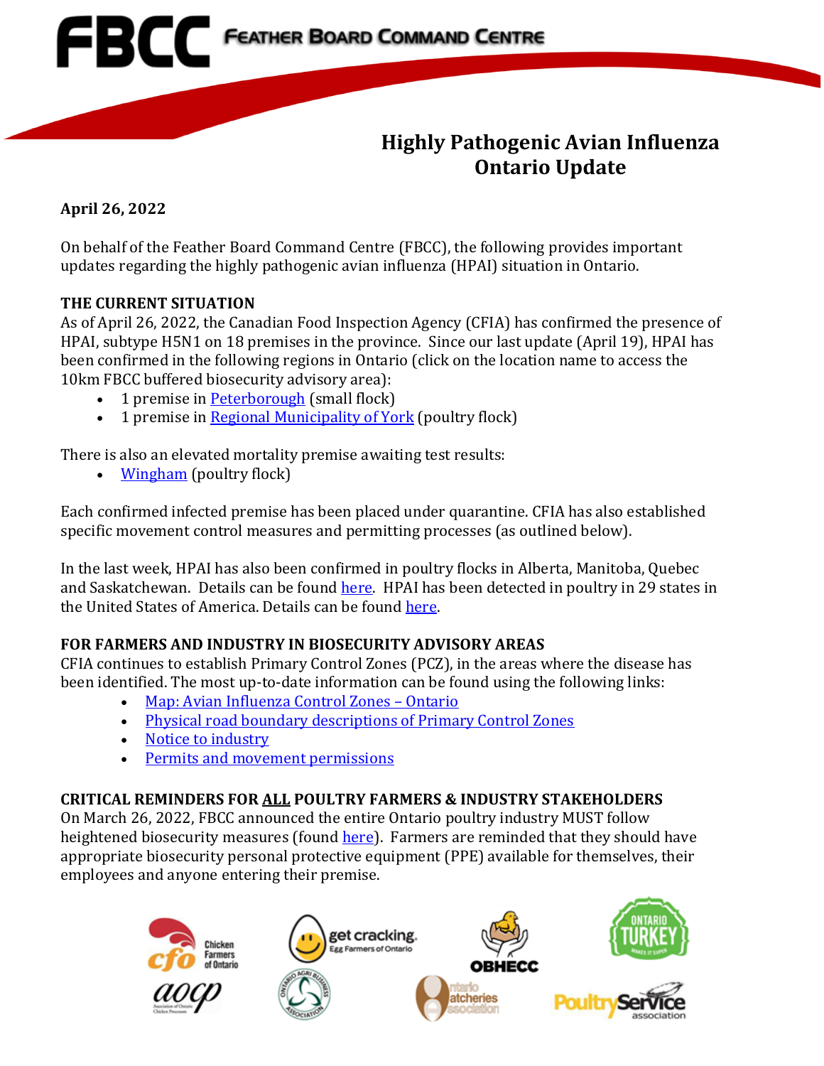# FBCC Feather Board Command Centre

## Highly Pathogenic Avian Influenza Ontario Update

**April 26, 2022**

On behalf of the Feather Board Command Centre (FBCC), the following provides important updates regarding the highly pathogenic avian influenza (HPAI) situation in Ontario.

### THE CURRENT SITUATION

As of April 26, 2022, the Canadian Food Inspection Agency (CFIA) has confirmed the presence of HPAI, subtype H5N1 on 18 premises in the province. Since our last update (April 19), HPAI has been confirmed in the following regions in Ontario (click on the location name to access the 10km FBCC buffered biosecurity advisory area):

- 1 premise in Peterborough (small flock)
- 1 premise in Regional Municipality of York (poultry flock)

There is also an elevated mortality premise awaiting test results:

- Wingham (poultry flock)

Each confirmed infected premise has been placed under quarantine. CFIA has also established specific movement control measures and permitting processes (as outlined below).

In the last week, HPAI has also been confirmed in poultry flocks in Alberta, Manitoba, Quebec and Saskatchewan. Details can be found here. HPAI has been detected in poultry in 29 states in the United States of America. Details can be found here.

### FOR FARMERS AND INDUSTRY IN BIOSECURITY ADVISORY AREAS

CFIA continues to establish Primary Control Zones (PCZ), in the areas where the disease has been identified. The most up-to-date information can be found using the following links:

- Map: Avian Influenza Control Zones – Ontario
- Physical road boundary descriptions of Primary Control Zones
- Notice to industry
- Permits and movement permissions

### CRITICAL REMINDERS FOR ALL POULTRY FARMERS & INDUSTRY STAKEHOLDERS

On March 26, 2022, FBCC announced the entire Ontario poultry industry MUST follow heightened biosecurity measures (found here). Farmers are reminded that they should have appropriate biosecurity personal protective equipment (PPE) available for themselves, their employees and anyone entering their premise.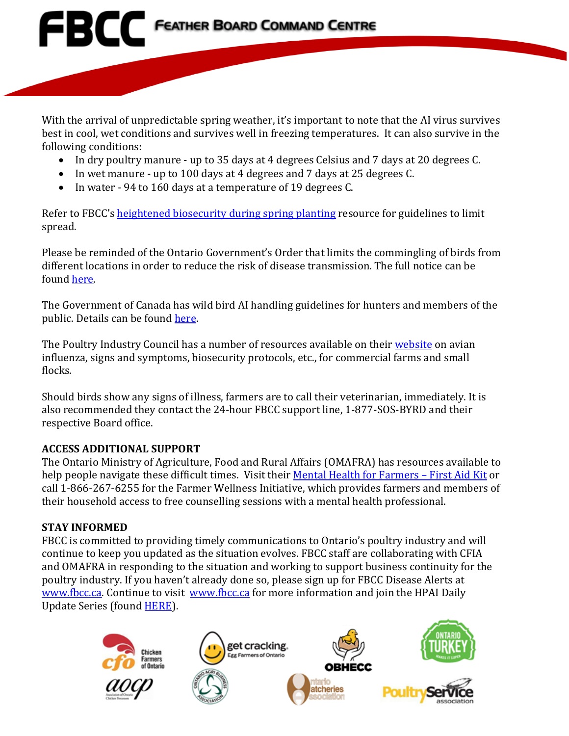With the arrival of unpredictable spring weather, it's important to note that the AI virus survives best in cool, wet conditions and survives well in freezing temperatures. It can also survive in the following conditions:

- In dry poultry manure - up to 35 days at 4 degrees Celsius and 7 days at 20 degrees C.
- In wet manure - up to 100 days at 4 degrees and 7 days at 25 degrees C.
- In water - 94 to 160 days at a temperature of 19 degrees C.

Refer to FBCC's heightened biosecurity during spring planting resource for guidelines to limit spread.

Please be reminded of the Ontario Government's Order that limits the commingling of birds from different locations in order to reduce the risk of disease transmission. The full notice can be found here.

The Government of Canada has wild bird AI handling guidelines for hunters and members of the public. Details can be found here.

The Poultry Industry Council has a number of resources available on their website on avian influenza, signs and symptoms, biosecurity protocols, etc., for commercial farms and small flocks.

Should birds show any signs of illness, farmers are to call their veterinarian, immediately. It is also recommended they contact the 24-hour FBCC support line, 1-877-SOS-BYRD and their respective Board office.

**ACCESS ADDITIONAL SUPPORT**

The Ontario Ministry of Agriculture, Food and Rural Affairs (OMAFRA) has resources available to help people navigate these difficult times. Visit their Mental Health for Farmers – First Aid Kit or call 1-866-267-6255 for the Farmer Wellness Initiative, which provides farmers and members of their household access to free counselling sessions with a mental health professional.

**STAY INFORMED**

FBCC is committed to providing timely communications to Ontario's poultry industry and will continue to keep you updated as the situation evolves. FBCC staff are collaborating with CFIA and OMAFRA in responding to the situation and working to support business continuity for the poultry industry. If you haven't already done so, please sign up for FBCC Disease Alerts at www.fbcc.ca. Continue to visit www.fbcc.ca for more information and join the HPAI Daily Update Series (found HERE).